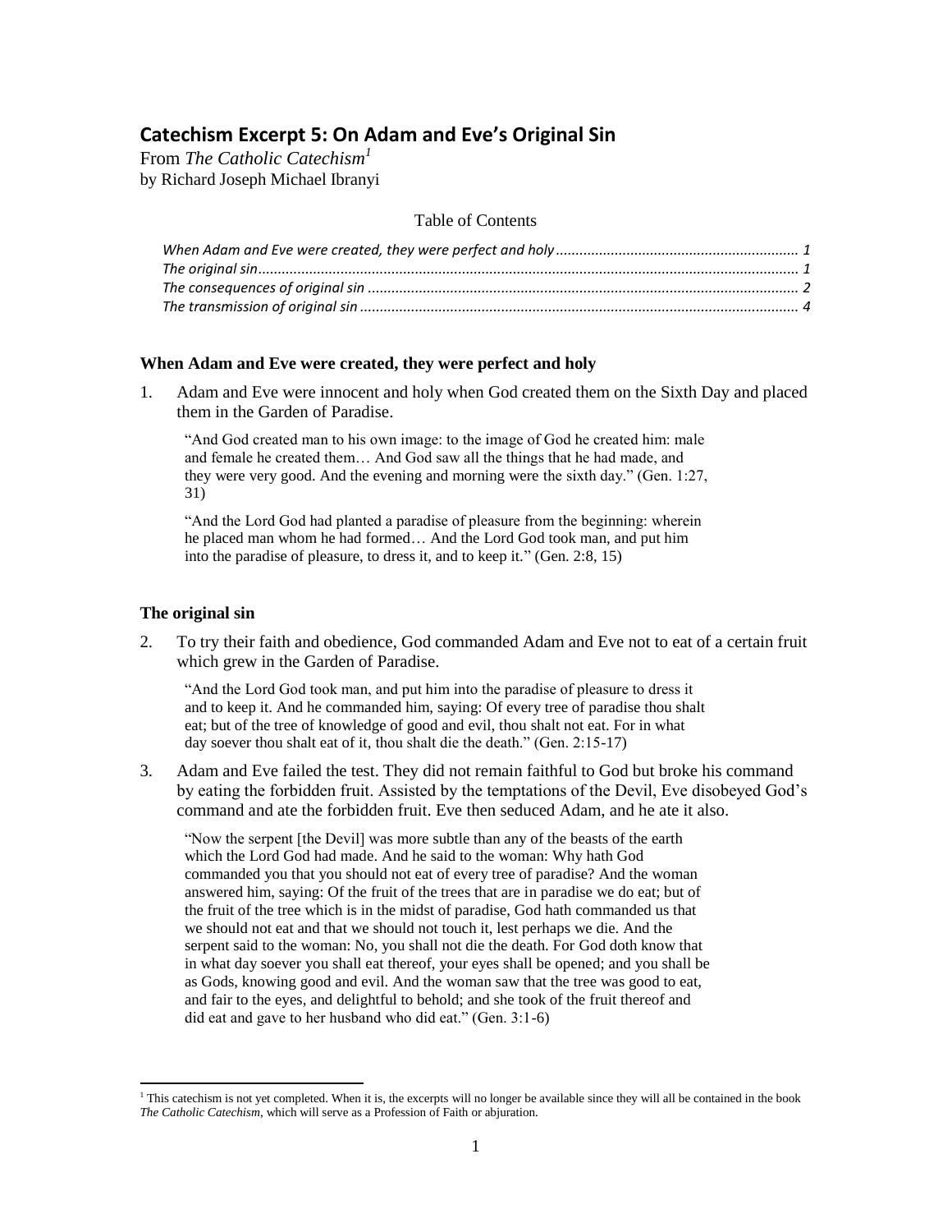# Catechism Excerpt 5: On Adam and Eve's Original Sin

From *The Catholic Catechism*[1]
by Richard Joseph Michael Ibranyi

Table of Contents

*When Adam and Eve were created, they were perfect and holy* ............ 1
*The original sin* ............ 1
*The consequences of original sin* ............ 2
*The transmission of original sin* ............ 4

### When Adam and Eve were created, they were perfect and holy

1. Adam and Eve were innocent and holy when God created them on the Sixth Day and placed them in the Garden of Paradise.

> "And God created man to his own image: to the image of God he created him: male and female he created them… And God saw all the things that he had made, and they were very good. And the evening and morning were the sixth day." (Gen. 1:27, 31)

> "And the Lord God had planted a paradise of pleasure from the beginning: wherein he placed man whom he had formed… And the Lord God took man, and put him into the paradise of pleasure, to dress it, and to keep it." (Gen. 2:8, 15)

### The original sin

2. To try their faith and obedience, God commanded Adam and Eve not to eat of a certain fruit which grew in the Garden of Paradise.

> "And the Lord God took man, and put him into the paradise of pleasure to dress it and to keep it. And he commanded him, saying: Of every tree of paradise thou shalt eat; but of the tree of knowledge of good and evil, thou shalt not eat. For in what day soever thou shalt eat of it, thou shalt die the death." (Gen. 2:15-17)

3. Adam and Eve failed the test. They did not remain faithful to God but broke his command by eating the forbidden fruit. Assisted by the temptations of the Devil, Eve disobeyed God's command and ate the forbidden fruit. Eve then seduced Adam, and he ate it also.

> "Now the serpent [the Devil] was more subtle than any of the beasts of the earth which the Lord God had made. And he said to the woman: Why hath God commanded you that you should not eat of every tree of paradise? And the woman answered him, saying: Of the fruit of the trees that are in paradise we do eat; but of the fruit of the tree which is in the midst of paradise, God hath commanded us that we should not eat and that we should not touch it, lest perhaps we die. And the serpent said to the woman: No, you shall not die the death. For God doth know that in what day soever you shall eat thereof, your eyes shall be opened; and you shall be as Gods, knowing good and evil. And the woman saw that the tree was good to eat, and fair to the eyes, and delightful to behold; and she took of the fruit thereof and did eat and gave to her husband who did eat." (Gen. 3:1-6)

---

[1] This catechism is not yet completed. When it is, the excerpts will no longer be available since they will all be contained in the book *The Catholic Catechism*, which will serve as a Profession of Faith or abjuration.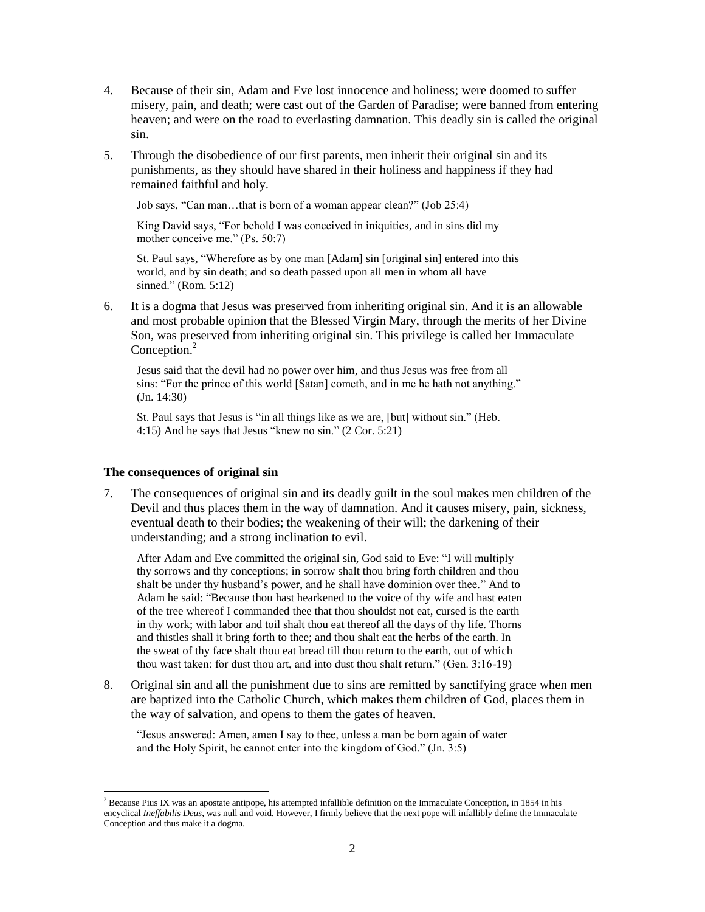4. Because of their sin, Adam and Eve lost innocence and holiness; were doomed to suffer misery, pain, and death; were cast out of the Garden of Paradise; were banned from entering heaven; and were on the road to everlasting damnation. This deadly sin is called the original sin.

5. Through the disobedience of our first parents, men inherit their original sin and its punishments, as they should have shared in their holiness and happiness if they had remained faithful and holy.

   Job says, "Can man…that is born of a woman appear clean?" (Job 25:4)

   King David says, "For behold I was conceived in iniquities, and in sins did my mother conceive me." (Ps. 50:7)

   St. Paul says, "Wherefore as by one man [Adam] sin [original sin] entered into this world, and by sin death; and so death passed upon all men in whom all have sinned." (Rom. 5:12)

6. It is a dogma that Jesus was preserved from inheriting original sin. And it is an allowable and most probable opinion that the Blessed Virgin Mary, through the merits of her Divine Son, was preserved from inheriting original sin. This privilege is called her Immaculate Conception.[2]

   Jesus said that the devil had no power over him, and thus Jesus was free from all sins: "For the prince of this world [Satan] cometh, and in me he hath not anything." (Jn. 14:30)

   St. Paul says that Jesus is "in all things like as we are, [but] without sin." (Heb. 4:15) And he says that Jesus "knew no sin." (2 Cor. 5:21)

### The consequences of original sin

7. The consequences of original sin and its deadly guilt in the soul makes men children of the Devil and thus places them in the way of damnation. And it causes misery, pain, sickness, eventual death to their bodies; the weakening of their will; the darkening of their understanding; and a strong inclination to evil.

   After Adam and Eve committed the original sin, God said to Eve: "I will multiply thy sorrows and thy conceptions; in sorrow shalt thou bring forth children and thou shalt be under thy husband's power, and he shall have dominion over thee." And to Adam he said: "Because thou hast hearkened to the voice of thy wife and hast eaten of the tree whereof I commanded thee that thou shouldst not eat, cursed is the earth in thy work; with labor and toil shalt thou eat thereof all the days of thy life. Thorns and thistles shall it bring forth to thee; and thou shalt eat the herbs of the earth. In the sweat of thy face shalt thou eat bread till thou return to the earth, out of which thou wast taken: for dust thou art, and into dust thou shalt return." (Gen. 3:16-19)

8. Original sin and all the punishment due to sins are remitted by sanctifying grace when men are baptized into the Catholic Church, which makes them children of God, places them in the way of salvation, and opens to them the gates of heaven.

   "Jesus answered: Amen, amen I say to thee, unless a man be born again of water and the Holy Spirit, he cannot enter into the kingdom of God." (Jn. 3:5)

---

[2] Because Pius IX was an apostate antipope, his attempted infallible definition on the Immaculate Conception, in 1854 in his encyclical *Ineffabilis Deus*, was null and void. However, I firmly believe that the next pope will infallibly define the Immaculate Conception and thus make it a dogma.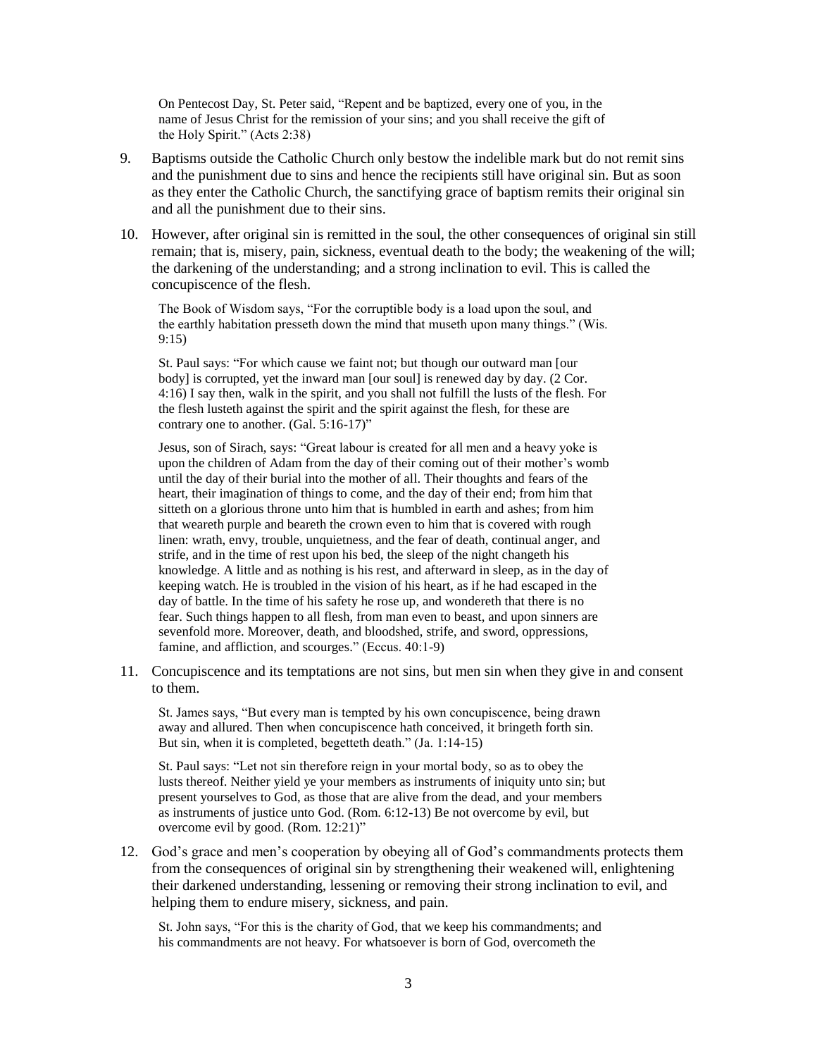> On Pentecost Day, St. Peter said, “Repent and be baptized, every one of you, in the name of Jesus Christ for the remission of your sins; and you shall receive the gift of the Holy Spirit.” (Acts 2:38)

9. Baptisms outside the Catholic Church only bestow the indelible mark but do not remit sins and the punishment due to sins and hence the recipients still have original sin. But as soon as they enter the Catholic Church, the sanctifying grace of baptism remits their original sin and all the punishment due to their sins.

10. However, after original sin is remitted in the soul, the other consequences of original sin still remain; that is, misery, pain, sickness, eventual death to the body; the weakening of the will; the darkening of the understanding; and a strong inclination to evil. This is called the concupiscence of the flesh.

> The Book of Wisdom says, “For the corruptible body is a load upon the soul, and the earthly habitation presseth down the mind that museth upon many things.” (Wis. 9:15)
>
> St. Paul says: “For which cause we faint not; but though our outward man [our body] is corrupted, yet the inward man [our soul] is renewed day by day. (2 Cor. 4:16) I say then, walk in the spirit, and you shall not fulfill the lusts of the flesh. For the flesh lusteth against the spirit and the spirit against the flesh, for these are contrary one to another. (Gal. 5:16-17)”
>
> Jesus, son of Sirach, says: “Great labour is created for all men and a heavy yoke is upon the children of Adam from the day of their coming out of their mother’s womb until the day of their burial into the mother of all. Their thoughts and fears of the heart, their imagination of things to come, and the day of their end; from him that sitteth on a glorious throne unto him that is humbled in earth and ashes; from him that weareth purple and beareth the crown even to him that is covered with rough linen: wrath, envy, trouble, unquietness, and the fear of death, continual anger, and strife, and in the time of rest upon his bed, the sleep of the night changeth his knowledge. A little and as nothing is his rest, and afterward in sleep, as in the day of keeping watch. He is troubled in the vision of his heart, as if he had escaped in the day of battle. In the time of his safety he rose up, and wondereth that there is no fear. Such things happen to all flesh, from man even to beast, and upon sinners are sevenfold more. Moreover, death, and bloodshed, strife, and sword, oppressions, famine, and affliction, and scourges.” (Eccus. 40:1-9)

11. Concupiscence and its temptations are not sins, but men sin when they give in and consent to them.

> St. James says, “But every man is tempted by his own concupiscence, being drawn away and allured. Then when concupiscence hath conceived, it bringeth forth sin. But sin, when it is completed, begetteth death.” (Ja. 1:14-15)
>
> St. Paul says: “Let not sin therefore reign in your mortal body, so as to obey the lusts thereof. Neither yield ye your members as instruments of iniquity unto sin; but present yourselves to God, as those that are alive from the dead, and your members as instruments of justice unto God. (Rom. 6:12-13) Be not overcome by evil, but overcome evil by good. (Rom. 12:21)”

12. God’s grace and men’s cooperation by obeying all of God’s commandments protects them from the consequences of original sin by strengthening their weakened will, enlightening their darkened understanding, lessening or removing their strong inclination to evil, and helping them to endure misery, sickness, and pain.

> St. John says, “For this is the charity of God, that we keep his commandments; and his commandments are not heavy. For whatsoever is born of God, overcometh the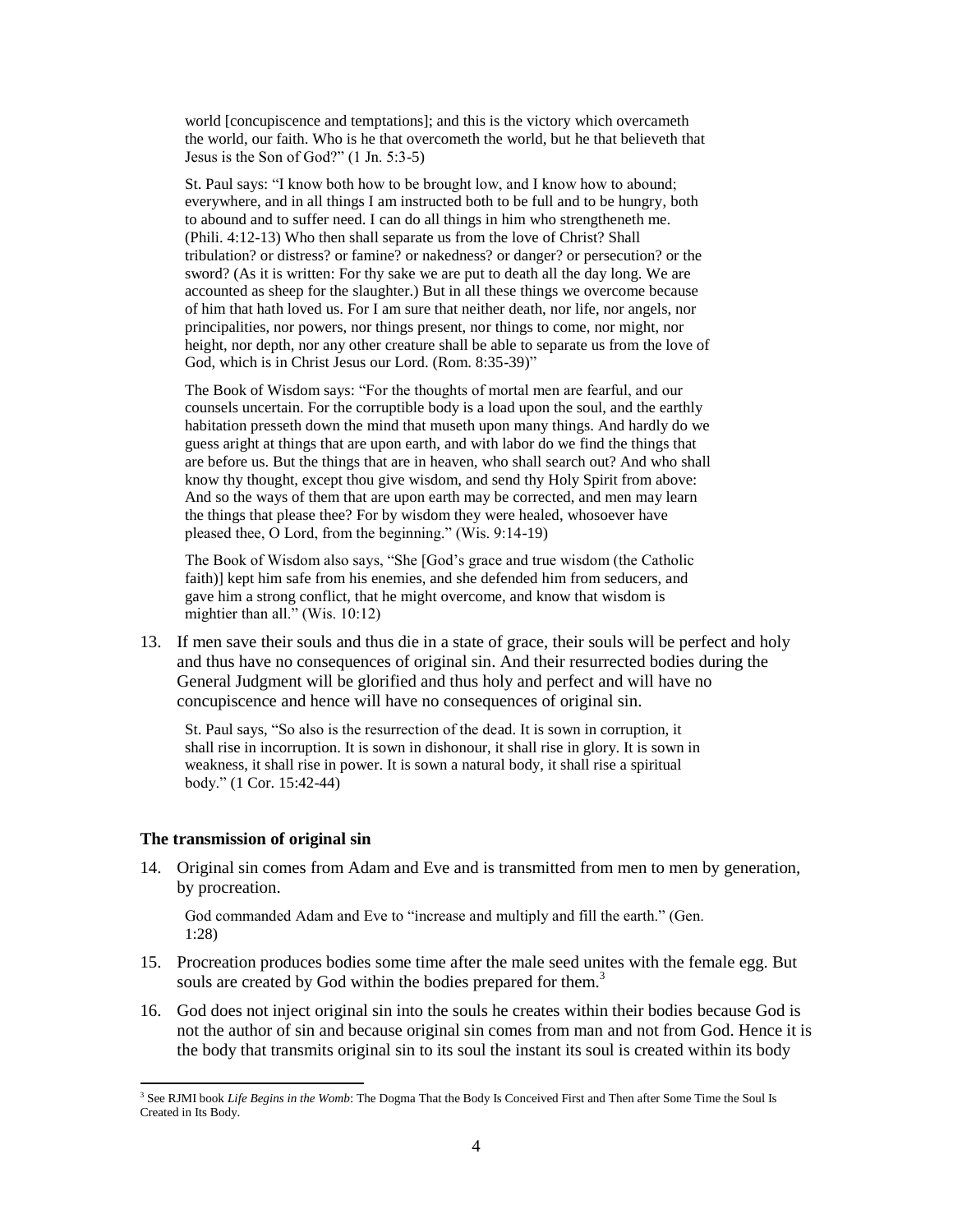world [concupiscence and temptations]; and this is the victory which overcameth the world, our faith. Who is he that overcometh the world, but he that believeth that Jesus is the Son of God?" (1 Jn. 5:3-5)

> St. Paul says: "I know both how to be brought low, and I know how to abound; everywhere, and in all things I am instructed both to be full and to be hungry, both to abound and to suffer need. I can do all things in him who strengtheneth me. (Phili. 4:12-13) Who then shall separate us from the love of Christ? Shall tribulation? or distress? or famine? or nakedness? or danger? or persecution? or the sword? (As it is written: For thy sake we are put to death all the day long. We are accounted as sheep for the slaughter.) But in all these things we overcome because of him that hath loved us. For I am sure that neither death, nor life, nor angels, nor principalities, nor powers, nor things present, nor things to come, nor might, nor height, nor depth, nor any other creature shall be able to separate us from the love of God, which is in Christ Jesus our Lord. (Rom. 8:35-39)"

> The Book of Wisdom says: "For the thoughts of mortal men are fearful, and our counsels uncertain. For the corruptible body is a load upon the soul, and the earthly habitation presseth down the mind that museth upon many things. And hardly do we guess aright at things that are upon earth, and with labor do we find the things that are before us. But the things that are in heaven, who shall search out? And who shall know thy thought, except thou give wisdom, and send thy Holy Spirit from above: And so the ways of them that are upon earth may be corrected, and men may learn the things that please thee? For by wisdom they were healed, whosoever have pleased thee, O Lord, from the beginning." (Wis. 9:14-19)

> The Book of Wisdom also says, "She [God's grace and true wisdom (the Catholic faith)] kept him safe from his enemies, and she defended him from seducers, and gave him a strong conflict, that he might overcome, and know that wisdom is mightier than all." (Wis. 10:12)

13. If men save their souls and thus die in a state of grace, their souls will be perfect and holy and thus have no consequences of original sin. And their resurrected bodies during the General Judgment will be glorified and thus holy and perfect and will have no concupiscence and hence will have no consequences of original sin.

> St. Paul says, "So also is the resurrection of the dead. It is sown in corruption, it shall rise in incorruption. It is sown in dishonour, it shall rise in glory. It is sown in weakness, it shall rise in power. It is sown a natural body, it shall rise a spiritual body." (1 Cor. 15:42-44)

### The transmission of original sin

14. Original sin comes from Adam and Eve and is transmitted from men to men by generation, by procreation.

> God commanded Adam and Eve to "increase and multiply and fill the earth." (Gen. 1:28)

15. Procreation produces bodies some time after the male seed unites with the female egg. But souls are created by God within the bodies prepared for them.[3]

16. God does not inject original sin into the souls he creates within their bodies because God is not the author of sin and because original sin comes from man and not from God. Hence it is the body that transmits original sin to its soul the instant its soul is created within its body

---

[3] See RJMI book *Life Begins in the Womb*: The Dogma That the Body Is Conceived First and Then after Some Time the Soul Is Created in Its Body.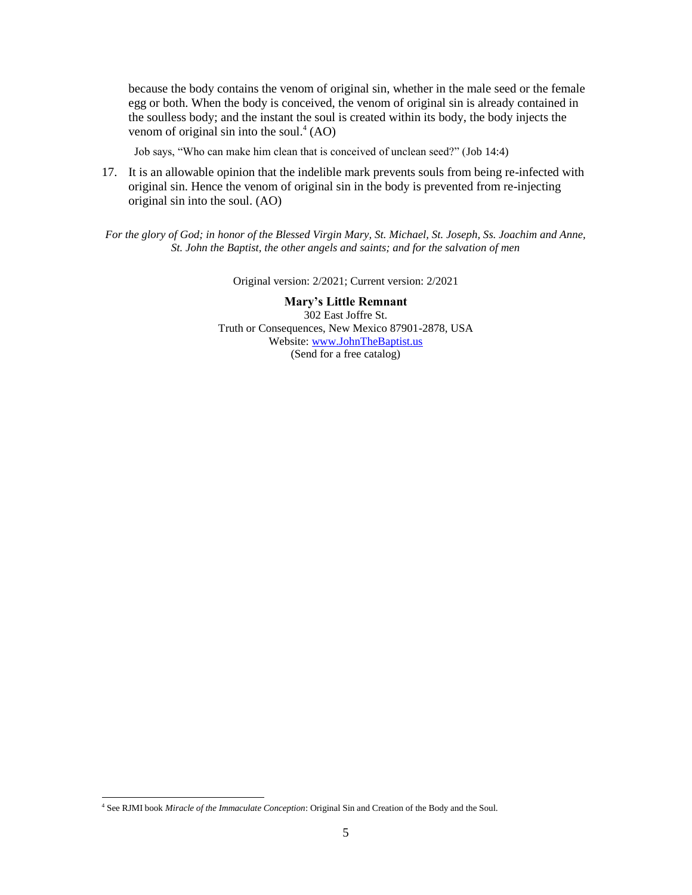because the body contains the venom of original sin, whether in the male seed or the female egg or both. When the body is conceived, the venom of original sin is already contained in the soulless body; and the instant the soul is created within its body, the body injects the venom of original sin into the soul.[4] (AO)

Job says, "Who can make him clean that is conceived of unclean seed?" (Job 14:4)

17. It is an allowable opinion that the indelible mark prevents souls from being re-infected with original sin. Hence the venom of original sin in the body is prevented from re-injecting original sin into the soul. (AO)

*For the glory of God; in honor of the Blessed Virgin Mary, St. Michael, St. Joseph, Ss. Joachim and Anne, St. John the Baptist, the other angels and saints; and for the salvation of men*

Original version: 2/2021; Current version: 2/2021

**Mary's Little Remnant**
302 East Joffre St.
Truth or Consequences, New Mexico 87901-2878, USA
Website: www.JohnTheBaptist.us
(Send for a free catalog)

[4] See RJMI book *Miracle of the Immaculate Conception*: Original Sin and Creation of the Body and the Soul.